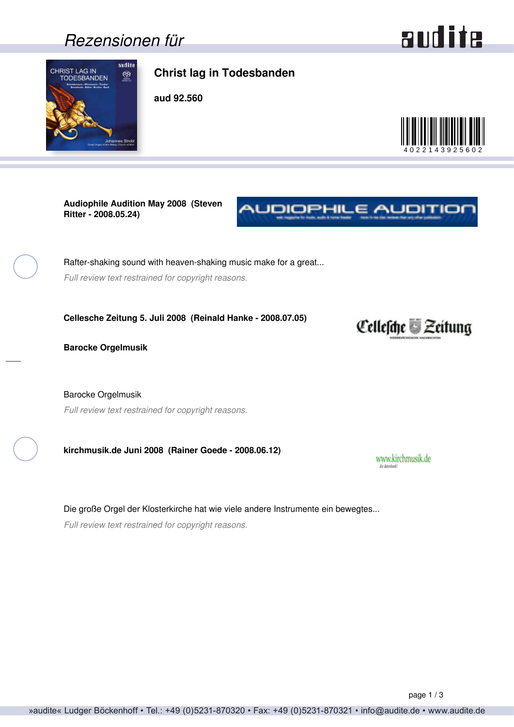# Rezensionen für

## Christ lag in Todesbanden

**aud 92.560**

4022143925602

**Audiophile Audition May 2008 (Steven Ritter - 2008.05.24)**

Rafter-shaking sound with heaven-shaking music make for a great...

*Full review text restrained for copyright reasons.*

**Cellesche Zeitung 5. Juli 2008 (Reinald Hanke - 2008.07.05)**

**Barocke Orgelmusik**

Barocke Orgelmusik

*Full review text restrained for copyright reasons.*

**kirchmusik.de Juni 2008 (Rainer Goede - 2008.06.12)**

Die große Orgel der Klosterkirche hat wie viele andere Instrumente ein bewegtes...

*Full review text restrained for copyright reasons.*

»audite« Ludger Böckenhoff • Tel.: +49 (0)5231-870320 • Fax: +49 (0)5231-870321 • info@audite.de • www.audite.de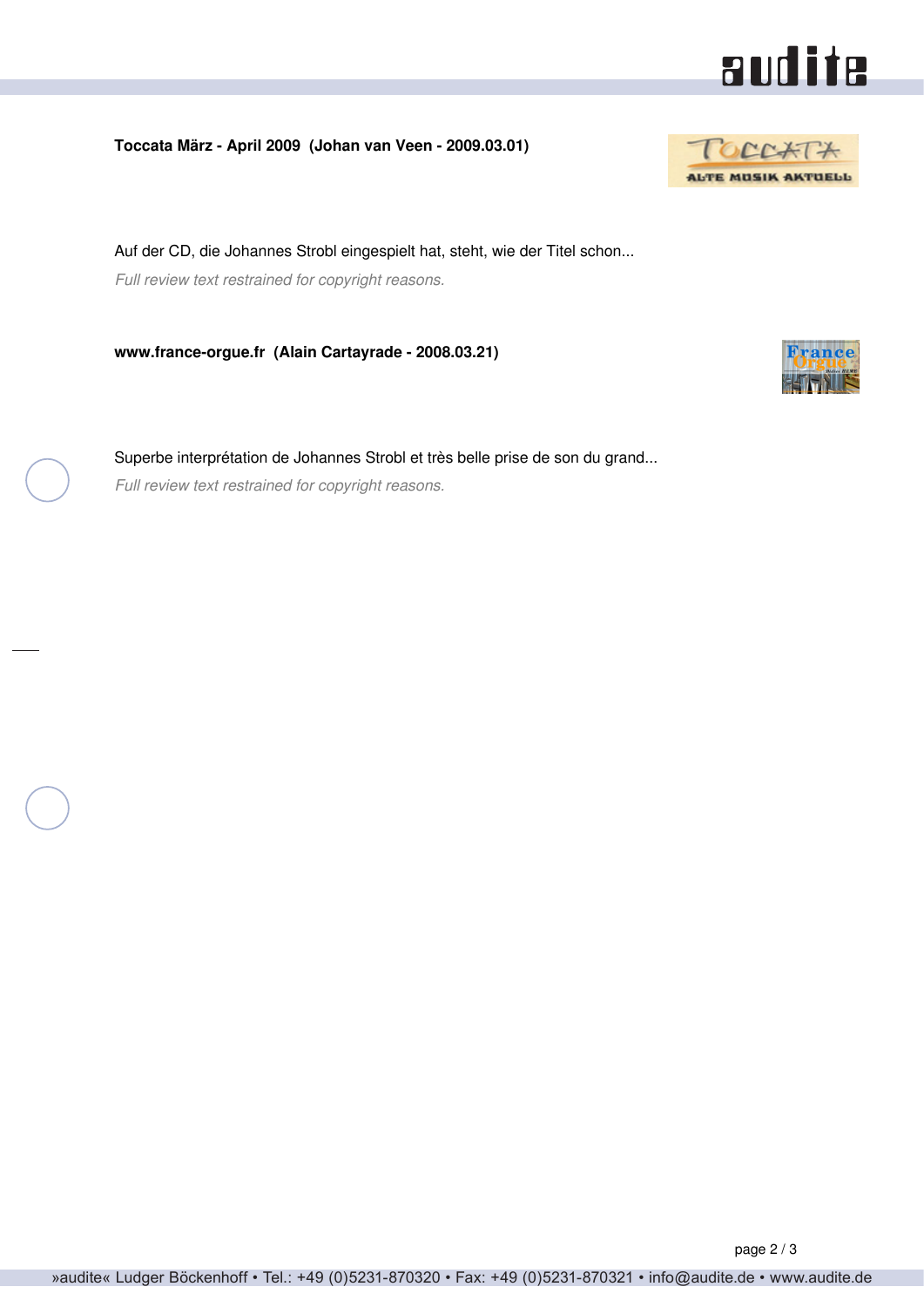**Toccata März - April 2009  (Johan van Veen - 2009.03.01)**

Auf der CD, die Johannes Strobl eingespielt hat, steht, wie der Titel schon...

*Full review text restrained for copyright reasons.*

**www.france-orgue.fr  (Alain Cartayrade - 2008.03.21)**

Superbe interprétation de Johannes Strobl et très belle prise de son du grand...

*Full review text restrained for copyright reasons.*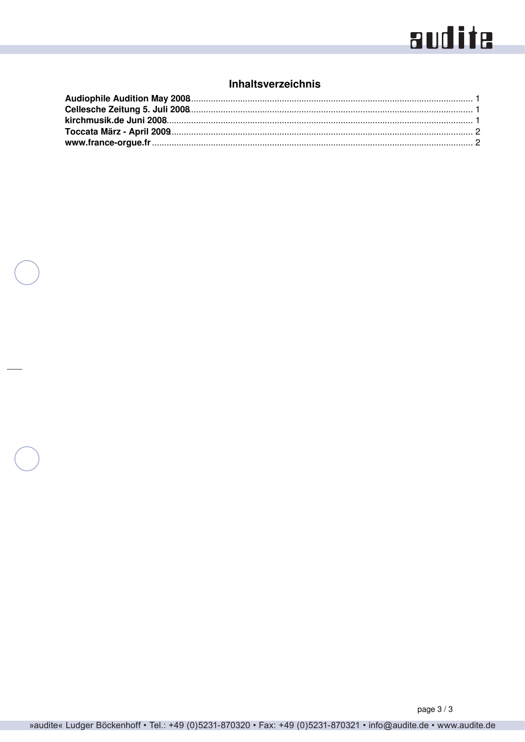## Inhaltsverzeichnis

**Audiophile Audition May 2008** ........ 1
**Cellesche Zeitung 5. Juli 2008** ........ 1
**kirchmusik.de Juni 2008** ........ 1
**Toccata März - April 2009** ........ 2
**www.france-orgue.fr** ........ 2